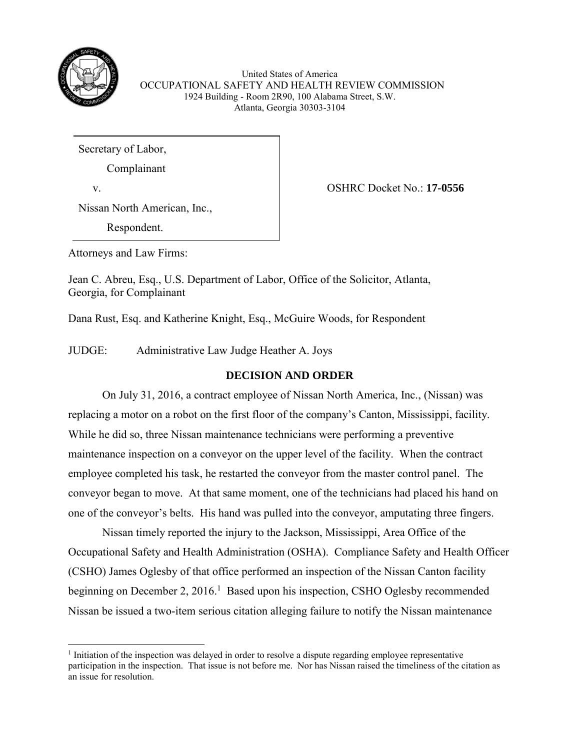United States of America
OCCUPATIONAL SAFETY AND HEALTH REVIEW COMMISSION
1924 Building - Room 2R90, 100 Alabama Street, S.W.
Atlanta, Georgia 30303-3104

| | |
|---|---|
| Secretary of Labor,<br>Complainant<br>v.<br>Nissan North American, Inc.,<br>Respondent. | OSHRC Docket No.: **17-0556** |

Attorneys and Law Firms:

Jean C. Abreu, Esq., U.S. Department of Labor, Office of the Solicitor, Atlanta, Georgia, for Complainant

Dana Rust, Esq. and Katherine Knight, Esq., McGuire Woods, for Respondent

JUDGE: Administrative Law Judge Heather A. Joys

## DECISION AND ORDER

On July 31, 2016, a contract employee of Nissan North America, Inc., (Nissan) was replacing a motor on a robot on the first floor of the company's Canton, Mississippi, facility. While he did so, three Nissan maintenance technicians were performing a preventive maintenance inspection on a conveyor on the upper level of the facility. When the contract employee completed his task, he restarted the conveyor from the master control panel. The conveyor began to move. At that same moment, one of the technicians had placed his hand on one of the conveyor's belts. His hand was pulled into the conveyor, amputating three fingers.

Nissan timely reported the injury to the Jackson, Mississippi, Area Office of the Occupational Safety and Health Administration (OSHA). Compliance Safety and Health Officer (CSHO) James Oglesby of that office performed an inspection of the Nissan Canton facility beginning on December 2, 2016.[1] Based upon his inspection, CSHO Oglesby recommended Nissan be issued a two-item serious citation alleging failure to notify the Nissan maintenance

[1] Initiation of the inspection was delayed in order to resolve a dispute regarding employee representative participation in the inspection. That issue is not before me. Nor has Nissan raised the timeliness of the citation as an issue for resolution.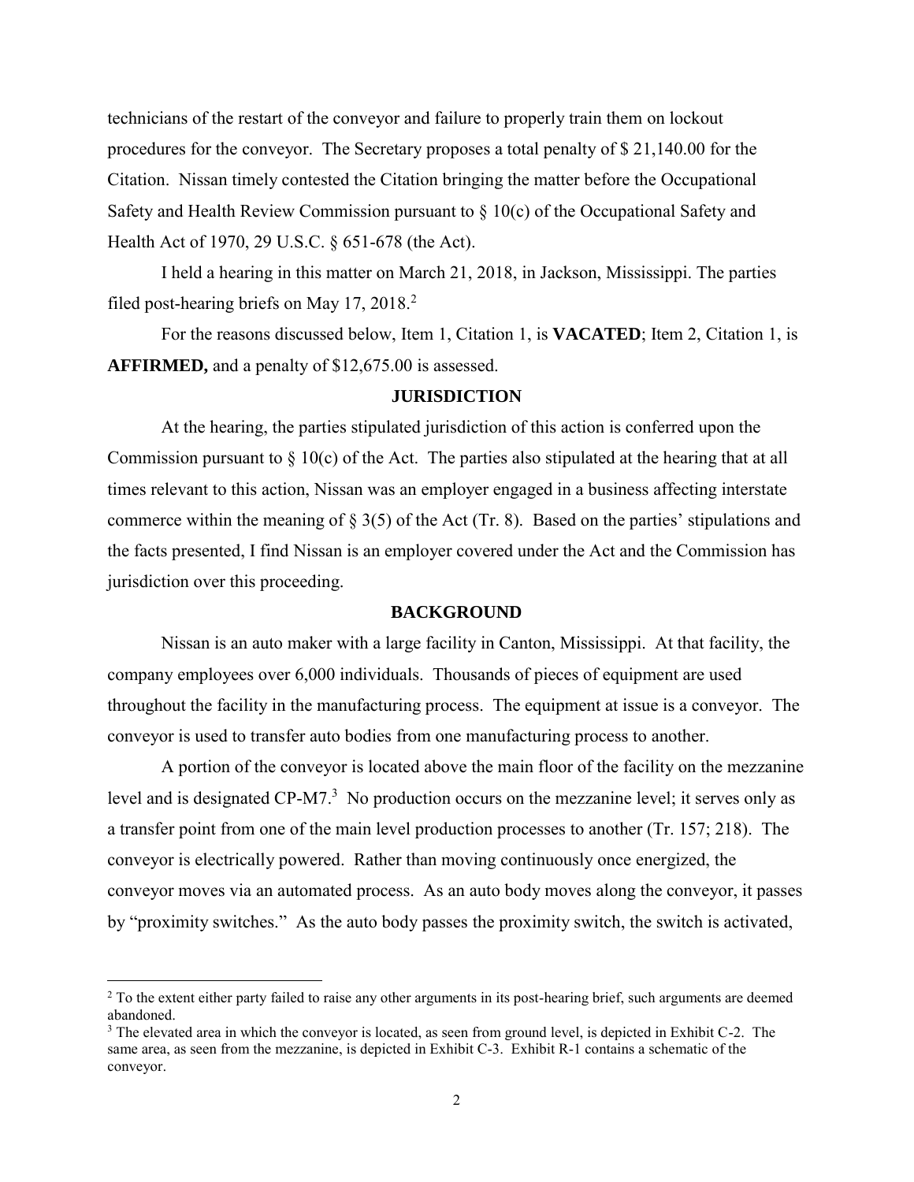technicians of the restart of the conveyor and failure to properly train them on lockout procedures for the conveyor. The Secretary proposes a total penalty of $ 21,140.00 for the Citation. Nissan timely contested the Citation bringing the matter before the Occupational Safety and Health Review Commission pursuant to § 10(c) of the Occupational Safety and Health Act of 1970, 29 U.S.C. § 651-678 (the Act).

I held a hearing in this matter on March 21, 2018, in Jackson, Mississippi. The parties filed post-hearing briefs on May 17, 2018.[2]

For the reasons discussed below, Item 1, Citation 1, is **VACATED**; Item 2, Citation 1, is **AFFIRMED,** and a penalty of $12,675.00 is assessed.

## JURISDICTION

At the hearing, the parties stipulated jurisdiction of this action is conferred upon the Commission pursuant to § 10(c) of the Act. The parties also stipulated at the hearing that at all times relevant to this action, Nissan was an employer engaged in a business affecting interstate commerce within the meaning of § 3(5) of the Act (Tr. 8). Based on the parties' stipulations and the facts presented, I find Nissan is an employer covered under the Act and the Commission has jurisdiction over this proceeding.

## BACKGROUND

Nissan is an auto maker with a large facility in Canton, Mississippi. At that facility, the company employees over 6,000 individuals. Thousands of pieces of equipment are used throughout the facility in the manufacturing process. The equipment at issue is a conveyor. The conveyor is used to transfer auto bodies from one manufacturing process to another.

A portion of the conveyor is located above the main floor of the facility on the mezzanine level and is designated CP-M7.[3] No production occurs on the mezzanine level; it serves only as a transfer point from one of the main level production processes to another (Tr. 157; 218). The conveyor is electrically powered. Rather than moving continuously once energized, the conveyor moves via an automated process. As an auto body moves along the conveyor, it passes by "proximity switches." As the auto body passes the proximity switch, the switch is activated,

---

[2] To the extent either party failed to raise any other arguments in its post-hearing brief, such arguments are deemed abandoned.

[3] The elevated area in which the conveyor is located, as seen from ground level, is depicted in Exhibit C-2. The same area, as seen from the mezzanine, is depicted in Exhibit C-3. Exhibit R-1 contains a schematic of the conveyor.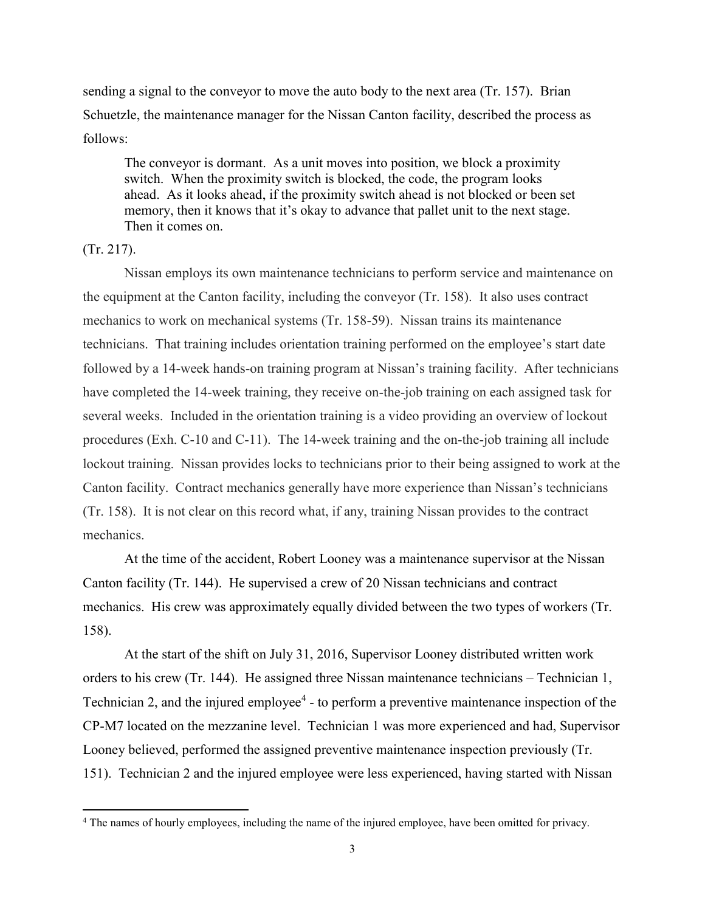sending a signal to the conveyor to move the auto body to the next area (Tr. 157). Brian Schuetzle, the maintenance manager for the Nissan Canton facility, described the process as follows:

> The conveyor is dormant. As a unit moves into position, we block a proximity switch. When the proximity switch is blocked, the code, the program looks ahead. As it looks ahead, if the proximity switch ahead is not blocked or been set memory, then it knows that it's okay to advance that pallet unit to the next stage. Then it comes on.

(Tr. 217).

Nissan employs its own maintenance technicians to perform service and maintenance on the equipment at the Canton facility, including the conveyor (Tr. 158). It also uses contract mechanics to work on mechanical systems (Tr. 158-59). Nissan trains its maintenance technicians. That training includes orientation training performed on the employee's start date followed by a 14-week hands-on training program at Nissan's training facility. After technicians have completed the 14-week training, they receive on-the-job training on each assigned task for several weeks. Included in the orientation training is a video providing an overview of lockout procedures (Exh. C-10 and C-11). The 14-week training and the on-the-job training all include lockout training. Nissan provides locks to technicians prior to their being assigned to work at the Canton facility. Contract mechanics generally have more experience than Nissan's technicians (Tr. 158). It is not clear on this record what, if any, training Nissan provides to the contract mechanics.

At the time of the accident, Robert Looney was a maintenance supervisor at the Nissan Canton facility (Tr. 144). He supervised a crew of 20 Nissan technicians and contract mechanics. His crew was approximately equally divided between the two types of workers (Tr. 158).

At the start of the shift on July 31, 2016, Supervisor Looney distributed written work orders to his crew (Tr. 144). He assigned three Nissan maintenance technicians – Technician 1, Technician 2, and the injured employee[4] - to perform a preventive maintenance inspection of the CP-M7 located on the mezzanine level. Technician 1 was more experienced and had, Supervisor Looney believed, performed the assigned preventive maintenance inspection previously (Tr. 151). Technician 2 and the injured employee were less experienced, having started with Nissan

[4] The names of hourly employees, including the name of the injured employee, have been omitted for privacy.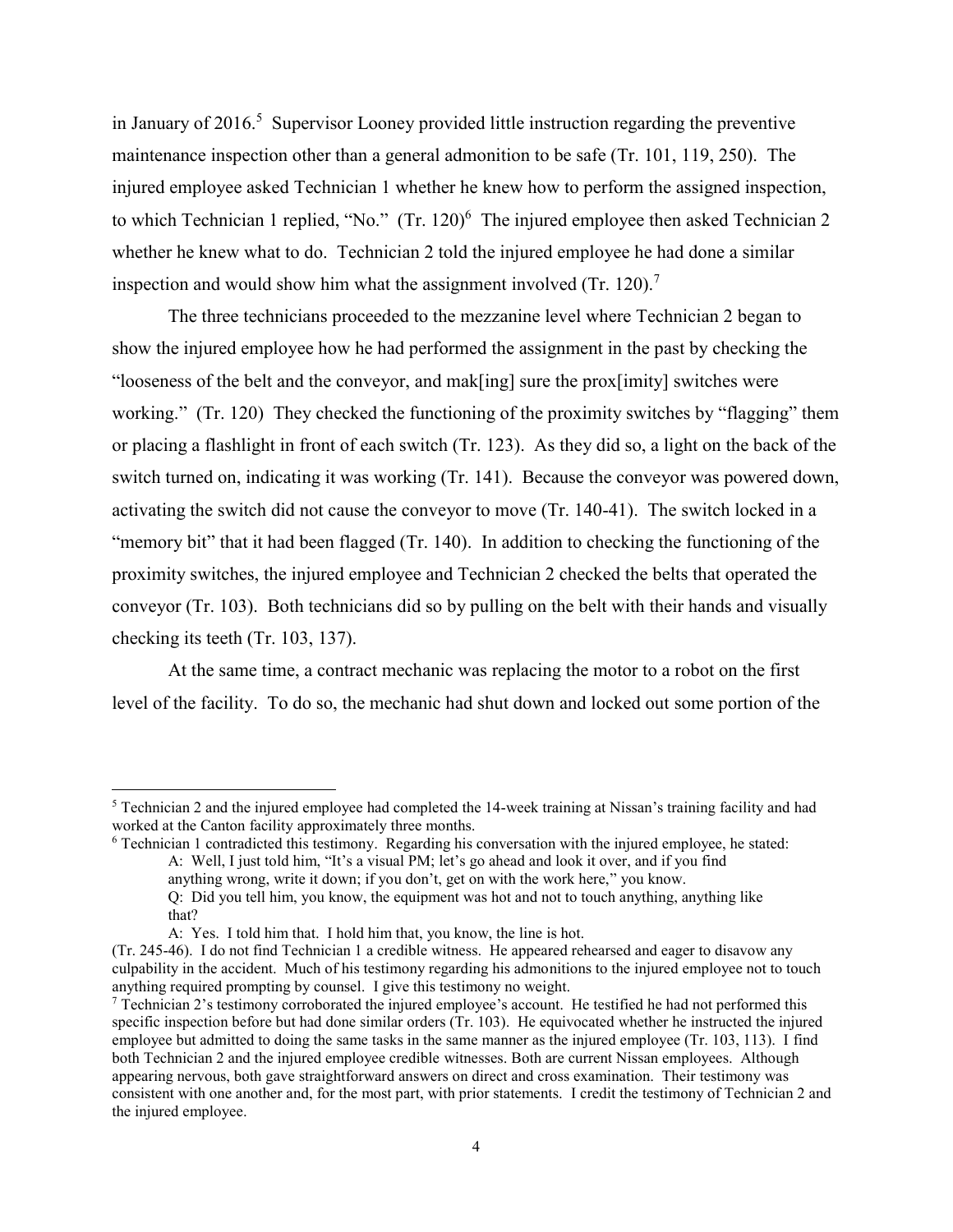in January of 2016.[5] Supervisor Looney provided little instruction regarding the preventive maintenance inspection other than a general admonition to be safe (Tr. 101, 119, 250). The injured employee asked Technician 1 whether he knew how to perform the assigned inspection, to which Technician 1 replied, "No." (Tr. 120)[6] The injured employee then asked Technician 2 whether he knew what to do. Technician 2 told the injured employee he had done a similar inspection and would show him what the assignment involved (Tr. 120).[7]

The three technicians proceeded to the mezzanine level where Technician 2 began to show the injured employee how he had performed the assignment in the past by checking the "looseness of the belt and the conveyor, and mak[ing] sure the prox[imity] switches were working." (Tr. 120) They checked the functioning of the proximity switches by "flagging" them or placing a flashlight in front of each switch (Tr. 123). As they did so, a light on the back of the switch turned on, indicating it was working (Tr. 141). Because the conveyor was powered down, activating the switch did not cause the conveyor to move (Tr. 140-41). The switch locked in a "memory bit" that it had been flagged (Tr. 140). In addition to checking the functioning of the proximity switches, the injured employee and Technician 2 checked the belts that operated the conveyor (Tr. 103). Both technicians did so by pulling on the belt with their hands and visually checking its teeth (Tr. 103, 137).

At the same time, a contract mechanic was replacing the motor to a robot on the first level of the facility. To do so, the mechanic had shut down and locked out some portion of the

---

[5] Technician 2 and the injured employee had completed the 14-week training at Nissan's training facility and had worked at the Canton facility approximately three months.

[6] Technician 1 contradicted this testimony. Regarding his conversation with the injured employee, he stated:

> A: Well, I just told him, "It's a visual PM; let's go ahead and look it over, and if you find anything wrong, write it down; if you don't, get on with the work here," you know.
>
> Q: Did you tell him, you know, the equipment was hot and not to touch anything, anything like that?
>
> A: Yes. I told him that. I hold him that, you know, the line is hot.

(Tr. 245-46). I do not find Technician 1 a credible witness. He appeared rehearsed and eager to disavow any culpability in the accident. Much of his testimony regarding his admonitions to the injured employee not to touch anything required prompting by counsel. I give this testimony no weight.

[7] Technician 2's testimony corroborated the injured employee's account. He testified he had not performed this specific inspection before but had done similar orders (Tr. 103). He equivocated whether he instructed the injured employee but admitted to doing the same tasks in the same manner as the injured employee (Tr. 103, 113). I find both Technician 2 and the injured employee credible witnesses. Both are current Nissan employees. Although appearing nervous, both gave straightforward answers on direct and cross examination. Their testimony was consistent with one another and, for the most part, with prior statements. I credit the testimony of Technician 2 and the injured employee.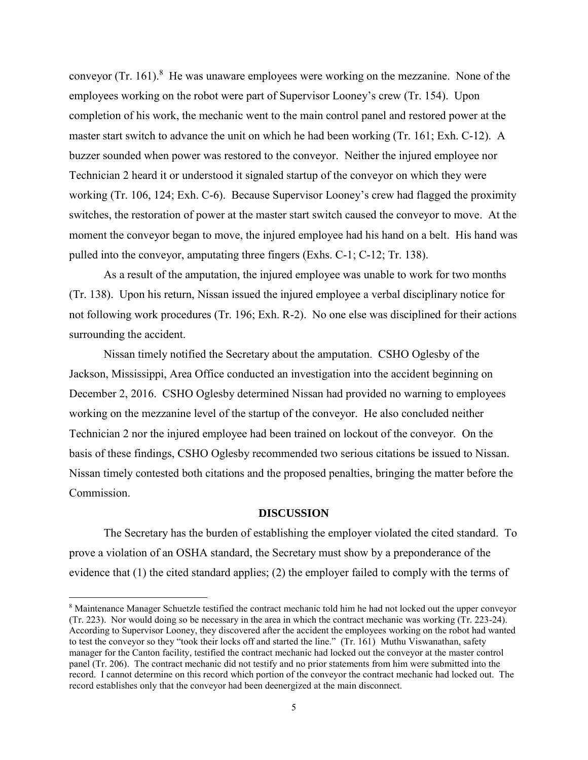conveyor (Tr. 161).[8] He was unaware employees were working on the mezzanine. None of the employees working on the robot were part of Supervisor Looney's crew (Tr. 154). Upon completion of his work, the mechanic went to the main control panel and restored power at the master start switch to advance the unit on which he had been working (Tr. 161; Exh. C-12). A buzzer sounded when power was restored to the conveyor. Neither the injured employee nor Technician 2 heard it or understood it signaled startup of the conveyor on which they were working (Tr. 106, 124; Exh. C-6). Because Supervisor Looney's crew had flagged the proximity switches, the restoration of power at the master start switch caused the conveyor to move. At the moment the conveyor began to move, the injured employee had his hand on a belt. His hand was pulled into the conveyor, amputating three fingers (Exhs. C-1; C-12; Tr. 138).

As a result of the amputation, the injured employee was unable to work for two months (Tr. 138). Upon his return, Nissan issued the injured employee a verbal disciplinary notice for not following work procedures (Tr. 196; Exh. R-2). No one else was disciplined for their actions surrounding the accident.

Nissan timely notified the Secretary about the amputation. CSHO Oglesby of the Jackson, Mississippi, Area Office conducted an investigation into the accident beginning on December 2, 2016. CSHO Oglesby determined Nissan had provided no warning to employees working on the mezzanine level of the startup of the conveyor. He also concluded neither Technician 2 nor the injured employee had been trained on lockout of the conveyor. On the basis of these findings, CSHO Oglesby recommended two serious citations be issued to Nissan. Nissan timely contested both citations and the proposed penalties, bringing the matter before the Commission.

## DISCUSSION

The Secretary has the burden of establishing the employer violated the cited standard. To prove a violation of an OSHA standard, the Secretary must show by a preponderance of the evidence that (1) the cited standard applies; (2) the employer failed to comply with the terms of

[8] Maintenance Manager Schuetzle testified the contract mechanic told him he had not locked out the upper conveyor (Tr. 223). Nor would doing so be necessary in the area in which the contract mechanic was working (Tr. 223-24). According to Supervisor Looney, they discovered after the accident the employees working on the robot had wanted to test the conveyor so they "took their locks off and started the line." (Tr. 161) Muthu Viswanathan, safety manager for the Canton facility, testified the contract mechanic had locked out the conveyor at the master control panel (Tr. 206). The contract mechanic did not testify and no prior statements from him were submitted into the record. I cannot determine on this record which portion of the conveyor the contract mechanic had locked out. The record establishes only that the conveyor had been deenergized at the main disconnect.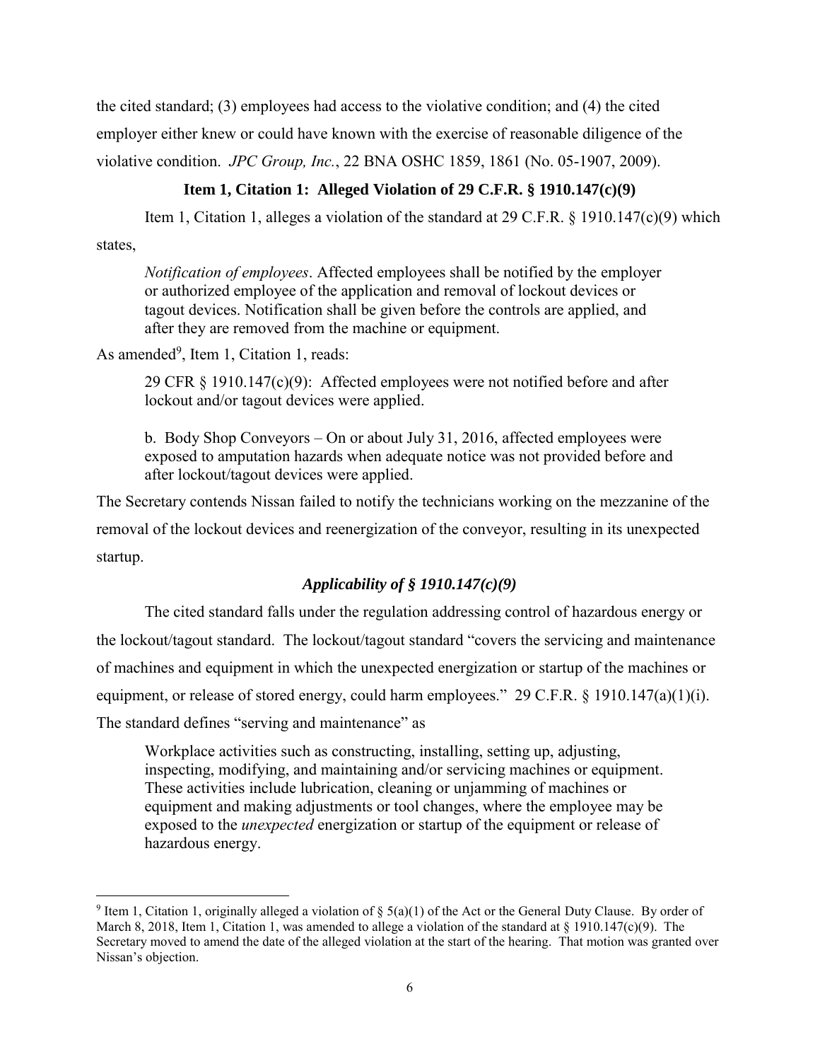the cited standard; (3) employees had access to the violative condition; and (4) the cited employer either knew or could have known with the exercise of reasonable diligence of the violative condition. *JPC Group, Inc.*, 22 BNA OSHC 1859, 1861 (No. 05-1907, 2009).

### Item 1, Citation 1: Alleged Violation of 29 C.F.R. § 1910.147(c)(9)

Item 1, Citation 1, alleges a violation of the standard at 29 C.F.R. § 1910.147(c)(9) which states,

> *Notification of employees*. Affected employees shall be notified by the employer or authorized employee of the application and removal of lockout devices or tagout devices. Notification shall be given before the controls are applied, and after they are removed from the machine or equipment.

As amended[9], Item 1, Citation 1, reads:

> 29 CFR § 1910.147(c)(9): Affected employees were not notified before and after lockout and/or tagout devices were applied.
>
> b. Body Shop Conveyors – On or about July 31, 2016, affected employees were exposed to amputation hazards when adequate notice was not provided before and after lockout/tagout devices were applied.

The Secretary contends Nissan failed to notify the technicians working on the mezzanine of the removal of the lockout devices and reenergization of the conveyor, resulting in its unexpected startup.

### *Applicability of § 1910.147(c)(9)*

The cited standard falls under the regulation addressing control of hazardous energy or the lockout/tagout standard. The lockout/tagout standard "covers the servicing and maintenance of machines and equipment in which the unexpected energization or startup of the machines or equipment, or release of stored energy, could harm employees." 29 C.F.R. § 1910.147(a)(1)(i). The standard defines "serving and maintenance" as

> Workplace activities such as constructing, installing, setting up, adjusting, inspecting, modifying, and maintaining and/or servicing machines or equipment. These activities include lubrication, cleaning or unjamming of machines or equipment and making adjustments or tool changes, where the employee may be exposed to the *unexpected* energization or startup of the equipment or release of hazardous energy.

---

[9] Item 1, Citation 1, originally alleged a violation of § 5(a)(1) of the Act or the General Duty Clause. By order of March 8, 2018, Item 1, Citation 1, was amended to allege a violation of the standard at § 1910.147(c)(9). The Secretary moved to amend the date of the alleged violation at the start of the hearing. That motion was granted over Nissan's objection.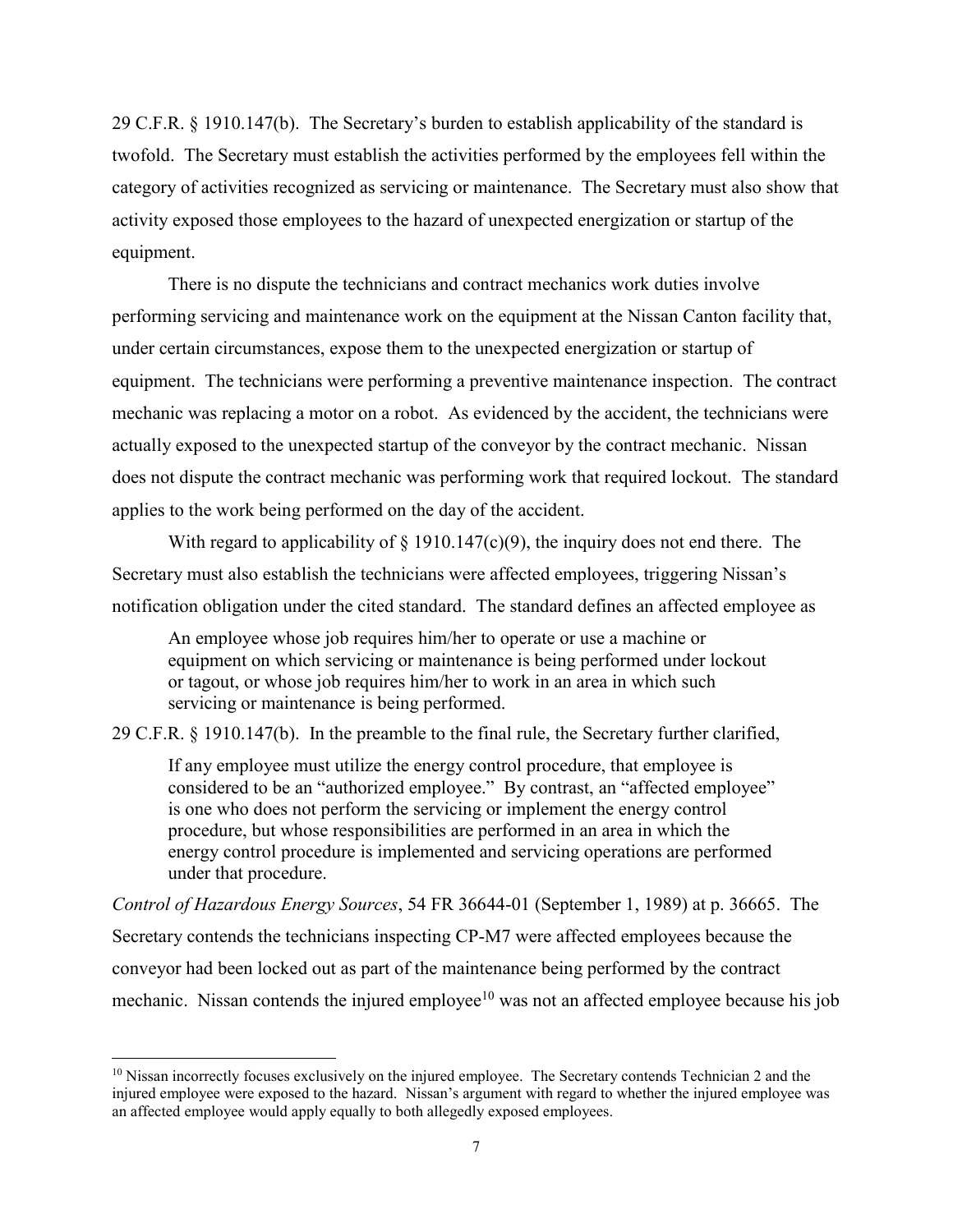29 C.F.R. § 1910.147(b). The Secretary's burden to establish applicability of the standard is twofold. The Secretary must establish the activities performed by the employees fell within the category of activities recognized as servicing or maintenance. The Secretary must also show that activity exposed those employees to the hazard of unexpected energization or startup of the equipment.

There is no dispute the technicians and contract mechanics work duties involve performing servicing and maintenance work on the equipment at the Nissan Canton facility that, under certain circumstances, expose them to the unexpected energization or startup of equipment. The technicians were performing a preventive maintenance inspection. The contract mechanic was replacing a motor on a robot. As evidenced by the accident, the technicians were actually exposed to the unexpected startup of the conveyor by the contract mechanic. Nissan does not dispute the contract mechanic was performing work that required lockout. The standard applies to the work being performed on the day of the accident.

With regard to applicability of § 1910.147(c)(9), the inquiry does not end there. The Secretary must also establish the technicians were affected employees, triggering Nissan's notification obligation under the cited standard. The standard defines an affected employee as

> An employee whose job requires him/her to operate or use a machine or equipment on which servicing or maintenance is being performed under lockout or tagout, or whose job requires him/her to work in an area in which such servicing or maintenance is being performed.

29 C.F.R. § 1910.147(b). In the preamble to the final rule, the Secretary further clarified,

> If any employee must utilize the energy control procedure, that employee is considered to be an "authorized employee." By contrast, an "affected employee" is one who does not perform the servicing or implement the energy control procedure, but whose responsibilities are performed in an area in which the energy control procedure is implemented and servicing operations are performed under that procedure.

*Control of Hazardous Energy Sources*, 54 FR 36644-01 (September 1, 1989) at p. 36665. The Secretary contends the technicians inspecting CP-M7 were affected employees because the conveyor had been locked out as part of the maintenance being performed by the contract mechanic. Nissan contends the injured employee[10] was not an affected employee because his job

---

[10] Nissan incorrectly focuses exclusively on the injured employee. The Secretary contends Technician 2 and the injured employee were exposed to the hazard. Nissan's argument with regard to whether the injured employee was an affected employee would apply equally to both allegedly exposed employees.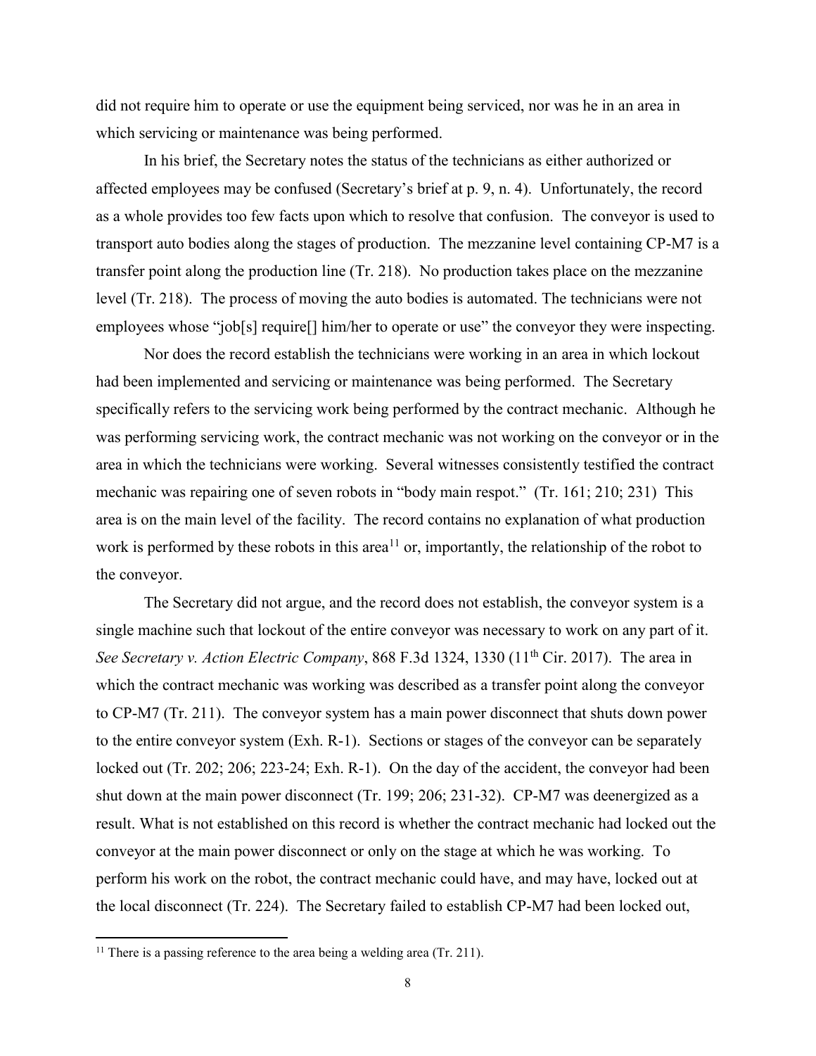did not require him to operate or use the equipment being serviced, nor was he in an area in which servicing or maintenance was being performed.

In his brief, the Secretary notes the status of the technicians as either authorized or affected employees may be confused (Secretary's brief at p. 9, n. 4). Unfortunately, the record as a whole provides too few facts upon which to resolve that confusion. The conveyor is used to transport auto bodies along the stages of production. The mezzanine level containing CP-M7 is a transfer point along the production line (Tr. 218). No production takes place on the mezzanine level (Tr. 218). The process of moving the auto bodies is automated. The technicians were not employees whose "job[s] require[] him/her to operate or use" the conveyor they were inspecting.

Nor does the record establish the technicians were working in an area in which lockout had been implemented and servicing or maintenance was being performed. The Secretary specifically refers to the servicing work being performed by the contract mechanic. Although he was performing servicing work, the contract mechanic was not working on the conveyor or in the area in which the technicians were working. Several witnesses consistently testified the contract mechanic was repairing one of seven robots in "body main respot." (Tr. 161; 210; 231) This area is on the main level of the facility. The record contains no explanation of what production work is performed by these robots in this area[11] or, importantly, the relationship of the robot to the conveyor.

The Secretary did not argue, and the record does not establish, the conveyor system is a single machine such that lockout of the entire conveyor was necessary to work on any part of it. *See Secretary v. Action Electric Company*, 868 F.3d 1324, 1330 (11th Cir. 2017). The area in which the contract mechanic was working was described as a transfer point along the conveyor to CP-M7 (Tr. 211). The conveyor system has a main power disconnect that shuts down power to the entire conveyor system (Exh. R-1). Sections or stages of the conveyor can be separately locked out (Tr. 202; 206; 223-24; Exh. R-1). On the day of the accident, the conveyor had been shut down at the main power disconnect (Tr. 199; 206; 231-32). CP-M7 was deenergized as a result. What is not established on this record is whether the contract mechanic had locked out the conveyor at the main power disconnect or only on the stage at which he was working. To perform his work on the robot, the contract mechanic could have, and may have, locked out at the local disconnect (Tr. 224). The Secretary failed to establish CP-M7 had been locked out,

[11] There is a passing reference to the area being a welding area (Tr. 211).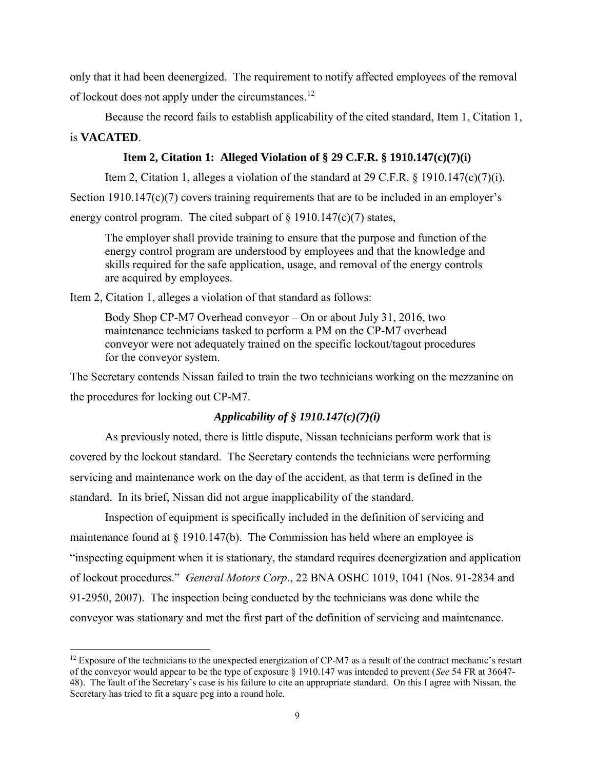only that it had been deenergized. The requirement to notify affected employees of the removal of lockout does not apply under the circumstances.[12]

Because the record fails to establish applicability of the cited standard, Item 1, Citation 1, is **VACATED**.

### Item 2, Citation 1: Alleged Violation of § 29 C.F.R. § 1910.147(c)(7)(i)

Item 2, Citation 1, alleges a violation of the standard at 29 C.F.R. § 1910.147(c)(7)(i). Section 1910.147(c)(7) covers training requirements that are to be included in an employer's energy control program. The cited subpart of § 1910.147(c)(7) states,

> The employer shall provide training to ensure that the purpose and function of the energy control program are understood by employees and that the knowledge and skills required for the safe application, usage, and removal of the energy controls are acquired by employees.

Item 2, Citation 1, alleges a violation of that standard as follows:

> Body Shop CP-M7 Overhead conveyor – On or about July 31, 2016, two maintenance technicians tasked to perform a PM on the CP-M7 overhead conveyor were not adequately trained on the specific lockout/tagout procedures for the conveyor system.

The Secretary contends Nissan failed to train the two technicians working on the mezzanine on the procedures for locking out CP-M7.

#### *Applicability of § 1910.147(c)(7)(i)*

As previously noted, there is little dispute, Nissan technicians perform work that is covered by the lockout standard. The Secretary contends the technicians were performing servicing and maintenance work on the day of the accident, as that term is defined in the standard. In its brief, Nissan did not argue inapplicability of the standard.

Inspection of equipment is specifically included in the definition of servicing and maintenance found at § 1910.147(b). The Commission has held where an employee is "inspecting equipment when it is stationary, the standard requires deenergization and application of lockout procedures." *General Motors Corp*., 22 BNA OSHC 1019, 1041 (Nos. 91-2834 and 91-2950, 2007). The inspection being conducted by the technicians was done while the conveyor was stationary and met the first part of the definition of servicing and maintenance.

---

[12] Exposure of the technicians to the unexpected energization of CP-M7 as a result of the contract mechanic's restart of the conveyor would appear to be the type of exposure § 1910.147 was intended to prevent (*See* 54 FR at 36647-48). The fault of the Secretary's case is his failure to cite an appropriate standard. On this I agree with Nissan, the Secretary has tried to fit a square peg into a round hole.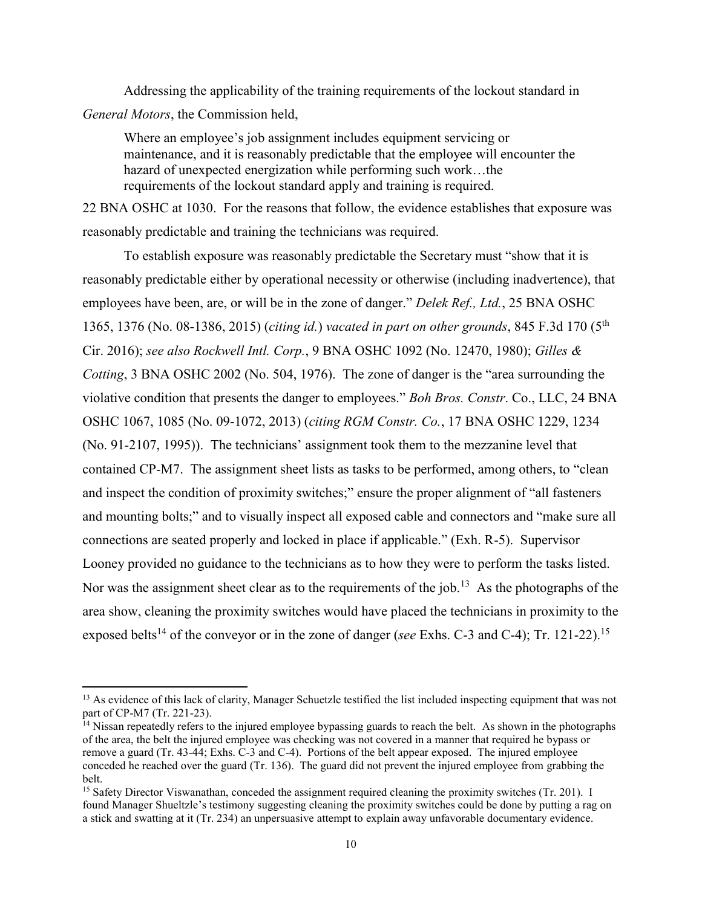Addressing the applicability of the training requirements of the lockout standard in *General Motors*, the Commission held,

> Where an employee's job assignment includes equipment servicing or maintenance, and it is reasonably predictable that the employee will encounter the hazard of unexpected energization while performing such work…the requirements of the lockout standard apply and training is required.

22 BNA OSHC at 1030. For the reasons that follow, the evidence establishes that exposure was reasonably predictable and training the technicians was required.

To establish exposure was reasonably predictable the Secretary must "show that it is reasonably predictable either by operational necessity or otherwise (including inadvertence), that employees have been, are, or will be in the zone of danger." *Delek Ref., Ltd.*, 25 BNA OSHC 1365, 1376 (No. 08-1386, 2015) (*citing id.*) *vacated in part on other grounds*, 845 F.3d 170 (5th Cir. 2016); *see also Rockwell Intl. Corp.*, 9 BNA OSHC 1092 (No. 12470, 1980); *Gilles & Cotting*, 3 BNA OSHC 2002 (No. 504, 1976). The zone of danger is the "area surrounding the violative condition that presents the danger to employees." *Boh Bros. Constr*. Co., LLC, 24 BNA OSHC 1067, 1085 (No. 09-1072, 2013) (*citing RGM Constr. Co.*, 17 BNA OSHC 1229, 1234 (No. 91-2107, 1995)). The technicians' assignment took them to the mezzanine level that contained CP-M7. The assignment sheet lists as tasks to be performed, among others, to "clean and inspect the condition of proximity switches;" ensure the proper alignment of "all fasteners and mounting bolts;" and to visually inspect all exposed cable and connectors and "make sure all connections are seated properly and locked in place if applicable." (Exh. R-5). Supervisor Looney provided no guidance to the technicians as to how they were to perform the tasks listed. Nor was the assignment sheet clear as to the requirements of the job.[13] As the photographs of the area show, cleaning the proximity switches would have placed the technicians in proximity to the exposed belts[14] of the conveyor or in the zone of danger (*see* Exhs. C-3 and C-4); Tr. 121-22).[15]

---

[13] As evidence of this lack of clarity, Manager Schuetzle testified the list included inspecting equipment that was not part of CP-M7 (Tr. 221-23).

[14] Nissan repeatedly refers to the injured employee bypassing guards to reach the belt. As shown in the photographs of the area, the belt the injured employee was checking was not covered in a manner that required he bypass or remove a guard (Tr. 43-44; Exhs. C-3 and C-4). Portions of the belt appear exposed. The injured employee conceded he reached over the guard (Tr. 136). The guard did not prevent the injured employee from grabbing the belt.

[15] Safety Director Viswanathan, conceded the assignment required cleaning the proximity switches (Tr. 201). I found Manager Shueltzle's testimony suggesting cleaning the proximity switches could be done by putting a rag on a stick and swatting at it (Tr. 234) an unpersuasive attempt to explain away unfavorable documentary evidence.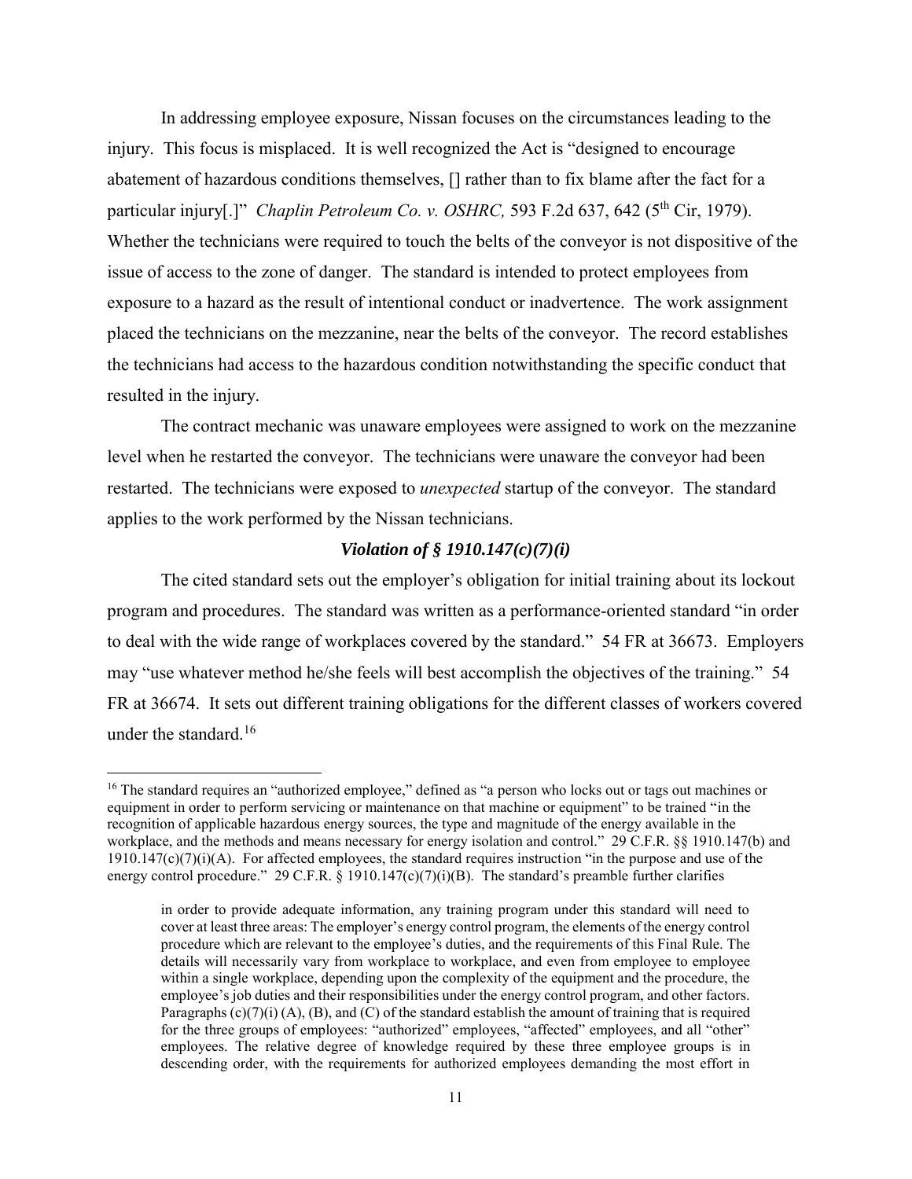In addressing employee exposure, Nissan focuses on the circumstances leading to the injury. This focus is misplaced. It is well recognized the Act is "designed to encourage abatement of hazardous conditions themselves, [] rather than to fix blame after the fact for a particular injury[.]" *Chaplin Petroleum Co. v. OSHRC,* 593 F.2d 637, 642 (5th Cir, 1979). Whether the technicians were required to touch the belts of the conveyor is not dispositive of the issue of access to the zone of danger. The standard is intended to protect employees from exposure to a hazard as the result of intentional conduct or inadvertence. The work assignment placed the technicians on the mezzanine, near the belts of the conveyor. The record establishes the technicians had access to the hazardous condition notwithstanding the specific conduct that resulted in the injury.

The contract mechanic was unaware employees were assigned to work on the mezzanine level when he restarted the conveyor. The technicians were unaware the conveyor had been restarted. The technicians were exposed to *unexpected* startup of the conveyor. The standard applies to the work performed by the Nissan technicians.

### *Violation of § 1910.147(c)(7)(i)*

The cited standard sets out the employer's obligation for initial training about its lockout program and procedures. The standard was written as a performance-oriented standard "in order to deal with the wide range of workplaces covered by the standard." 54 FR at 36673. Employers may "use whatever method he/she feels will best accomplish the objectives of the training." 54 FR at 36674. It sets out different training obligations for the different classes of workers covered under the standard.[16]

---

[16] The standard requires an "authorized employee," defined as "a person who locks out or tags out machines or equipment in order to perform servicing or maintenance on that machine or equipment" to be trained "in the recognition of applicable hazardous energy sources, the type and magnitude of the energy available in the workplace, and the methods and means necessary for energy isolation and control." 29 C.F.R. §§ 1910.147(b) and 1910.147(c)(7)(i)(A). For affected employees, the standard requires instruction "in the purpose and use of the energy control procedure." 29 C.F.R. § 1910.147(c)(7)(i)(B). The standard's preamble further clarifies

> in order to provide adequate information, any training program under this standard will need to cover at least three areas: The employer's energy control program, the elements of the energy control procedure which are relevant to the employee's duties, and the requirements of this Final Rule. The details will necessarily vary from workplace to workplace, and even from employee to employee within a single workplace, depending upon the complexity of the equipment and the procedure, the employee's job duties and their responsibilities under the energy control program, and other factors. Paragraphs (c)(7)(i) (A), (B), and (C) of the standard establish the amount of training that is required for the three groups of employees: "authorized" employees, "affected" employees, and all "other" employees. The relative degree of knowledge required by these three employee groups is in descending order, with the requirements for authorized employees demanding the most effort in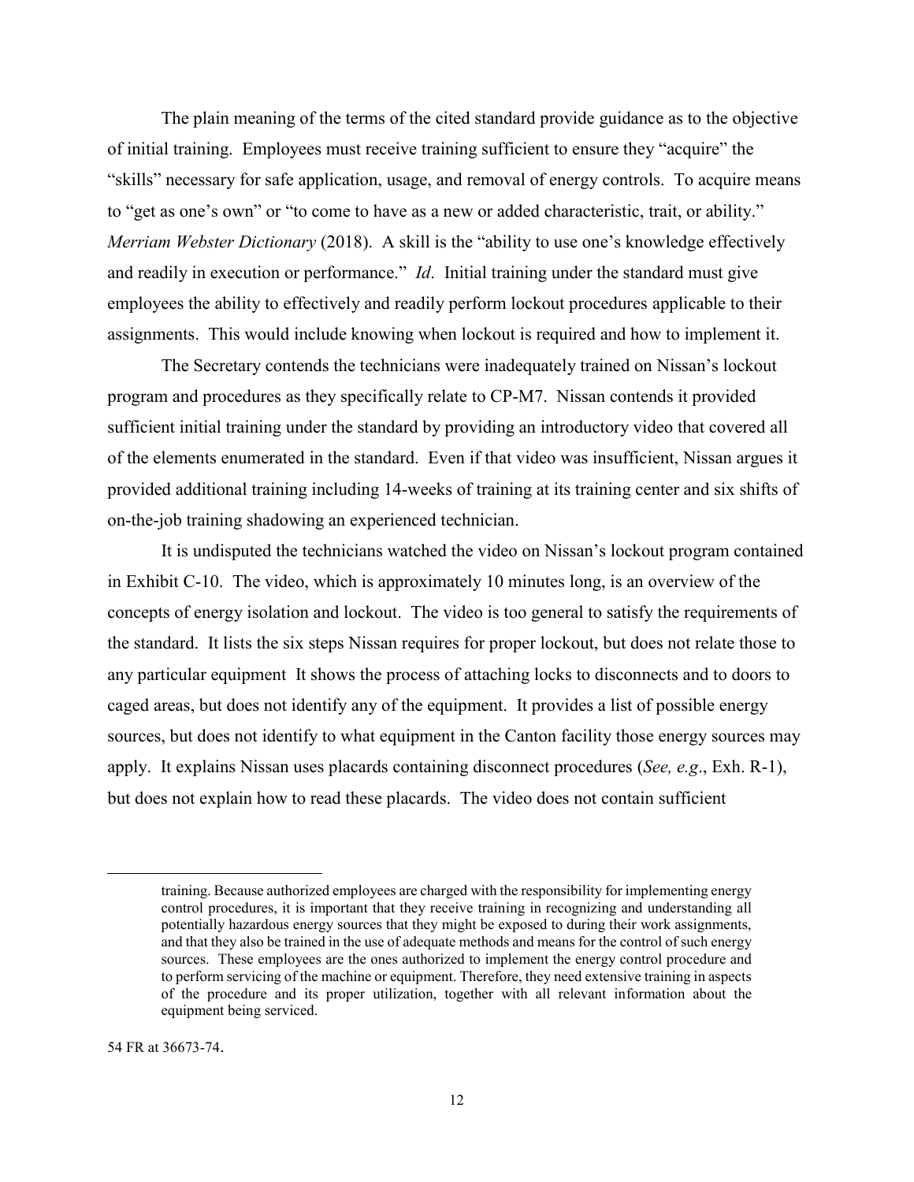The plain meaning of the terms of the cited standard provide guidance as to the objective of initial training. Employees must receive training sufficient to ensure they "acquire" the "skills" necessary for safe application, usage, and removal of energy controls. To acquire means to "get as one's own" or "to come to have as a new or added characteristic, trait, or ability." *Merriam Webster Dictionary* (2018). A skill is the "ability to use one's knowledge effectively and readily in execution or performance." *Id*. Initial training under the standard must give employees the ability to effectively and readily perform lockout procedures applicable to their assignments. This would include knowing when lockout is required and how to implement it.

The Secretary contends the technicians were inadequately trained on Nissan's lockout program and procedures as they specifically relate to CP-M7. Nissan contends it provided sufficient initial training under the standard by providing an introductory video that covered all of the elements enumerated in the standard. Even if that video was insufficient, Nissan argues it provided additional training including 14-weeks of training at its training center and six shifts of on-the-job training shadowing an experienced technician.

It is undisputed the technicians watched the video on Nissan's lockout program contained in Exhibit C-10. The video, which is approximately 10 minutes long, is an overview of the concepts of energy isolation and lockout. The video is too general to satisfy the requirements of the standard. It lists the six steps Nissan requires for proper lockout, but does not relate those to any particular equipment It shows the process of attaching locks to disconnects and to doors to caged areas, but does not identify any of the equipment. It provides a list of possible energy sources, but does not identify to what equipment in the Canton facility those energy sources may apply. It explains Nissan uses placards containing disconnect procedures (*See, e.g*., Exh. R-1), but does not explain how to read these placards. The video does not contain sufficient

---

> training. Because authorized employees are charged with the responsibility for implementing energy control procedures, it is important that they receive training in recognizing and understanding all potentially hazardous energy sources that they might be exposed to during their work assignments, and that they also be trained in the use of adequate methods and means for the control of such energy sources. These employees are the ones authorized to implement the energy control procedure and to perform servicing of the machine or equipment. Therefore, they need extensive training in aspects of the procedure and its proper utilization, together with all relevant information about the equipment being serviced.

54 FR at 36673-74.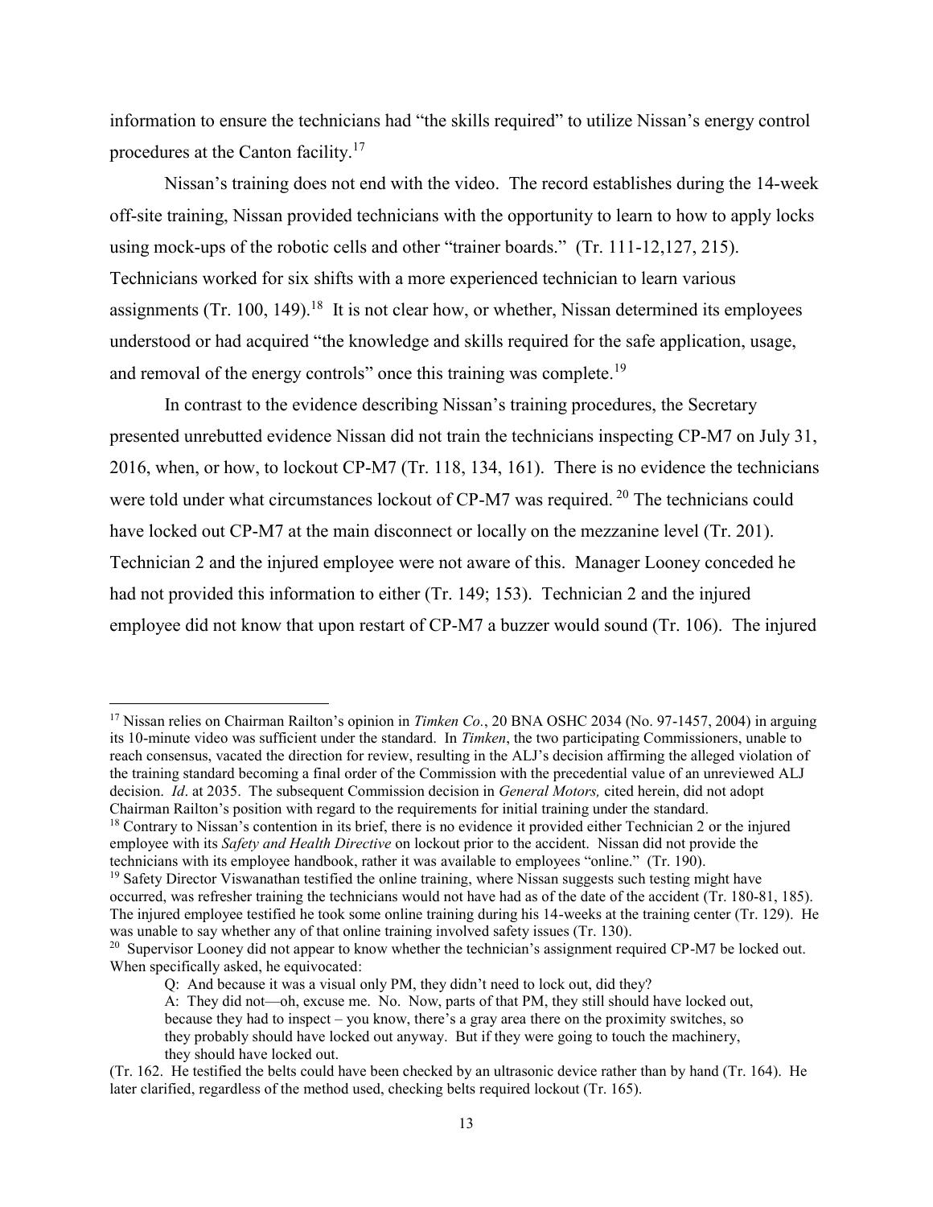information to ensure the technicians had "the skills required" to utilize Nissan's energy control procedures at the Canton facility.[17]

Nissan's training does not end with the video. The record establishes during the 14-week off-site training, Nissan provided technicians with the opportunity to learn to how to apply locks using mock-ups of the robotic cells and other "trainer boards." (Tr. 111-12,127, 215). Technicians worked for six shifts with a more experienced technician to learn various assignments (Tr. 100, 149).[18] It is not clear how, or whether, Nissan determined its employees understood or had acquired "the knowledge and skills required for the safe application, usage, and removal of the energy controls" once this training was complete.[19]

In contrast to the evidence describing Nissan's training procedures, the Secretary presented unrebutted evidence Nissan did not train the technicians inspecting CP-M7 on July 31, 2016, when, or how, to lockout CP-M7 (Tr. 118, 134, 161). There is no evidence the technicians were told under what circumstances lockout of CP-M7 was required.[20] The technicians could have locked out CP-M7 at the main disconnect or locally on the mezzanine level (Tr. 201). Technician 2 and the injured employee were not aware of this. Manager Looney conceded he had not provided this information to either (Tr. 149; 153). Technician 2 and the injured employee did not know that upon restart of CP-M7 a buzzer would sound (Tr. 106). The injured

---

[17] Nissan relies on Chairman Railton's opinion in *Timken Co.*, 20 BNA OSHC 2034 (No. 97-1457, 2004) in arguing its 10-minute video was sufficient under the standard. In *Timken*, the two participating Commissioners, unable to reach consensus, vacated the direction for review, resulting in the ALJ's decision affirming the alleged violation of the training standard becoming a final order of the Commission with the precedential value of an unreviewed ALJ decision. *Id*. at 2035. The subsequent Commission decision in *General Motors,* cited herein, did not adopt Chairman Railton's position with regard to the requirements for initial training under the standard.

[18] Contrary to Nissan's contention in its brief, there is no evidence it provided either Technician 2 or the injured employee with its *Safety and Health Directive* on lockout prior to the accident. Nissan did not provide the technicians with its employee handbook, rather it was available to employees "online." (Tr. 190).

[19] Safety Director Viswanathan testified the online training, where Nissan suggests such testing might have occurred, was refresher training the technicians would not have had as of the date of the accident (Tr. 180-81, 185). The injured employee testified he took some online training during his 14-weeks at the training center (Tr. 129). He was unable to say whether any of that online training involved safety issues (Tr. 130).

[20] Supervisor Looney did not appear to know whether the technician's assignment required CP-M7 be locked out. When specifically asked, he equivocated:

> Q: And because it was a visual only PM, they didn't need to lock out, did they?
>
> A: They did not—oh, excuse me. No. Now, parts of that PM, they still should have locked out, because they had to inspect – you know, there's a gray area there on the proximity switches, so they probably should have locked out anyway. But if they were going to touch the machinery, they should have locked out.

(Tr. 162. He testified the belts could have been checked by an ultrasonic device rather than by hand (Tr. 164). He later clarified, regardless of the method used, checking belts required lockout (Tr. 165).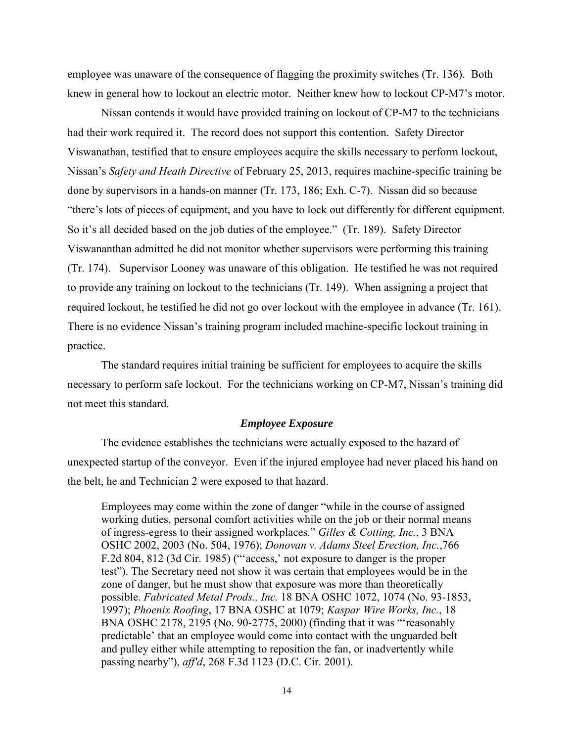employee was unaware of the consequence of flagging the proximity switches (Tr. 136). Both knew in general how to lockout an electric motor. Neither knew how to lockout CP-M7's motor.

Nissan contends it would have provided training on lockout of CP-M7 to the technicians had their work required it. The record does not support this contention. Safety Director Viswanathan, testified that to ensure employees acquire the skills necessary to perform lockout, Nissan's *Safety and Heath Directive* of February 25, 2013, requires machine-specific training be done by supervisors in a hands-on manner (Tr. 173, 186; Exh. C-7). Nissan did so because "there's lots of pieces of equipment, and you have to lock out differently for different equipment. So it's all decided based on the job duties of the employee." (Tr. 189). Safety Director Viswananthan admitted he did not monitor whether supervisors were performing this training (Tr. 174). Supervisor Looney was unaware of this obligation. He testified he was not required to provide any training on lockout to the technicians (Tr. 149). When assigning a project that required lockout, he testified he did not go over lockout with the employee in advance (Tr. 161). There is no evidence Nissan's training program included machine-specific lockout training in practice.

The standard requires initial training be sufficient for employees to acquire the skills necessary to perform safe lockout. For the technicians working on CP-M7, Nissan's training did not meet this standard.

### *Employee Exposure*

The evidence establishes the technicians were actually exposed to the hazard of unexpected startup of the conveyor. Even if the injured employee had never placed his hand on the belt, he and Technician 2 were exposed to that hazard.

> Employees may come within the zone of danger "while in the course of assigned working duties, personal comfort activities while on the job or their normal means of ingress-egress to their assigned workplaces." *Gilles & Cotting, Inc.*, 3 BNA OSHC 2002, 2003 (No. 504, 1976); *Donovan v. Adams Steel Erection, Inc.*,766 F.2d 804, 812 (3d Cir. 1985) ("'access,' not exposure to danger is the proper test"). The Secretary need not show it was certain that employees would be in the zone of danger, but he must show that exposure was more than theoretically possible. *Fabricated Metal Prods., Inc.* 18 BNA OSHC 1072, 1074 (No. 93-1853, 1997); *Phoenix Roofing*, 17 BNA OSHC at 1079; *Kaspar Wire Works, Inc.*, 18 BNA OSHC 2178, 2195 (No. 90-2775, 2000) (finding that it was "'reasonably predictable' that an employee would come into contact with the unguarded belt and pulley either while attempting to reposition the fan, or inadvertently while passing nearby"), *aff'd*, 268 F.3d 1123 (D.C. Cir. 2001).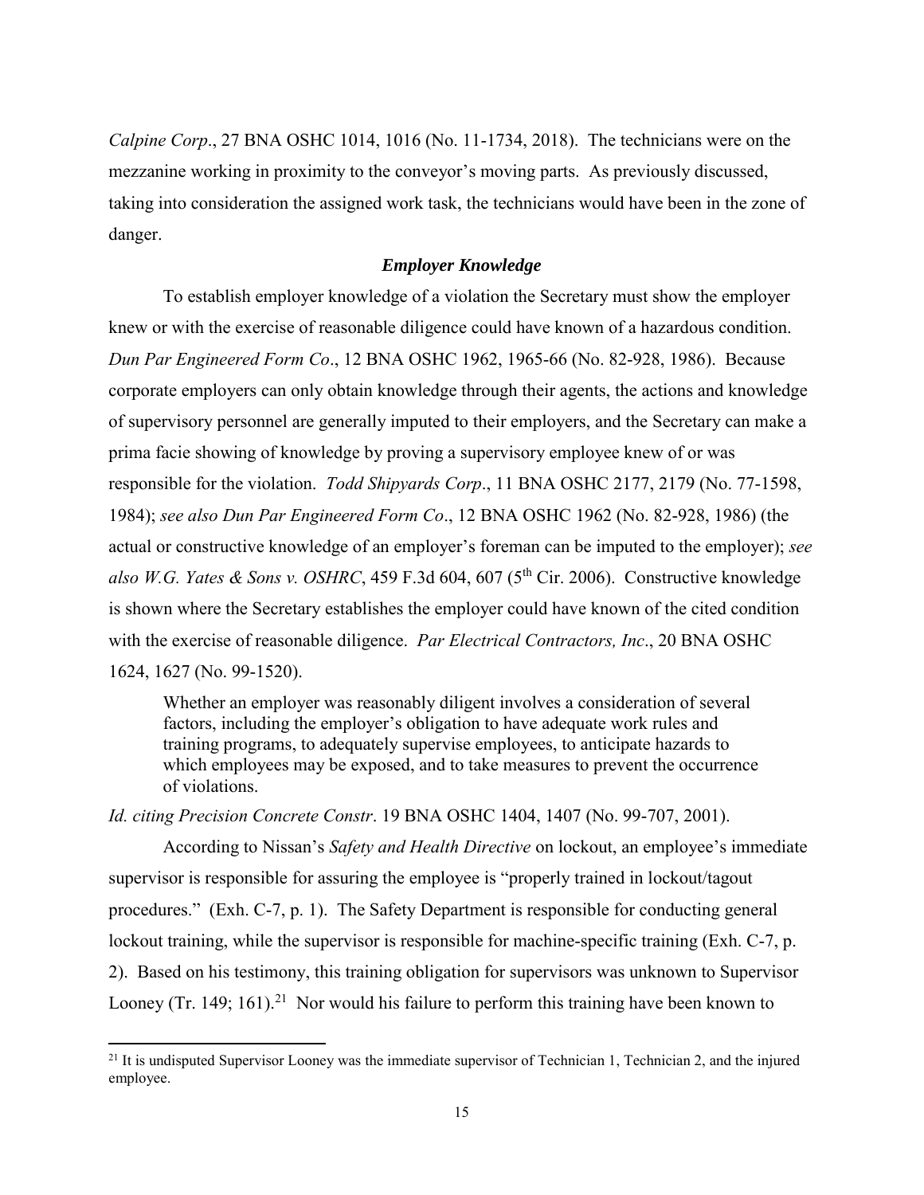*Calpine Corp*., 27 BNA OSHC 1014, 1016 (No. 11-1734, 2018). The technicians were on the mezzanine working in proximity to the conveyor's moving parts. As previously discussed, taking into consideration the assigned work task, the technicians would have been in the zone of danger.

### *Employer Knowledge*

To establish employer knowledge of a violation the Secretary must show the employer knew or with the exercise of reasonable diligence could have known of a hazardous condition. *Dun Par Engineered Form Co*., 12 BNA OSHC 1962, 1965-66 (No. 82-928, 1986). Because corporate employers can only obtain knowledge through their agents, the actions and knowledge of supervisory personnel are generally imputed to their employers, and the Secretary can make a prima facie showing of knowledge by proving a supervisory employee knew of or was responsible for the violation. *Todd Shipyards Corp*., 11 BNA OSHC 2177, 2179 (No. 77-1598, 1984); *see also Dun Par Engineered Form Co*., 12 BNA OSHC 1962 (No. 82-928, 1986) (the actual or constructive knowledge of an employer's foreman can be imputed to the employer); *see also W.G. Yates & Sons v. OSHRC*, 459 F.3d 604, 607 (5th Cir. 2006). Constructive knowledge is shown where the Secretary establishes the employer could have known of the cited condition with the exercise of reasonable diligence. *Par Electrical Contractors, Inc*., 20 BNA OSHC 1624, 1627 (No. 99-1520).

> Whether an employer was reasonably diligent involves a consideration of several factors, including the employer's obligation to have adequate work rules and training programs, to adequately supervise employees, to anticipate hazards to which employees may be exposed, and to take measures to prevent the occurrence of violations.

*Id. citing Precision Concrete Constr*. 19 BNA OSHC 1404, 1407 (No. 99-707, 2001).

According to Nissan's *Safety and Health Directive* on lockout, an employee's immediate supervisor is responsible for assuring the employee is "properly trained in lockout/tagout procedures." (Exh. C-7, p. 1). The Safety Department is responsible for conducting general lockout training, while the supervisor is responsible for machine-specific training (Exh. C-7, p. 2). Based on his testimony, this training obligation for supervisors was unknown to Supervisor Looney (Tr. 149; 161).[21] Nor would his failure to perform this training have been known to

[21] It is undisputed Supervisor Looney was the immediate supervisor of Technician 1, Technician 2, and the injured employee.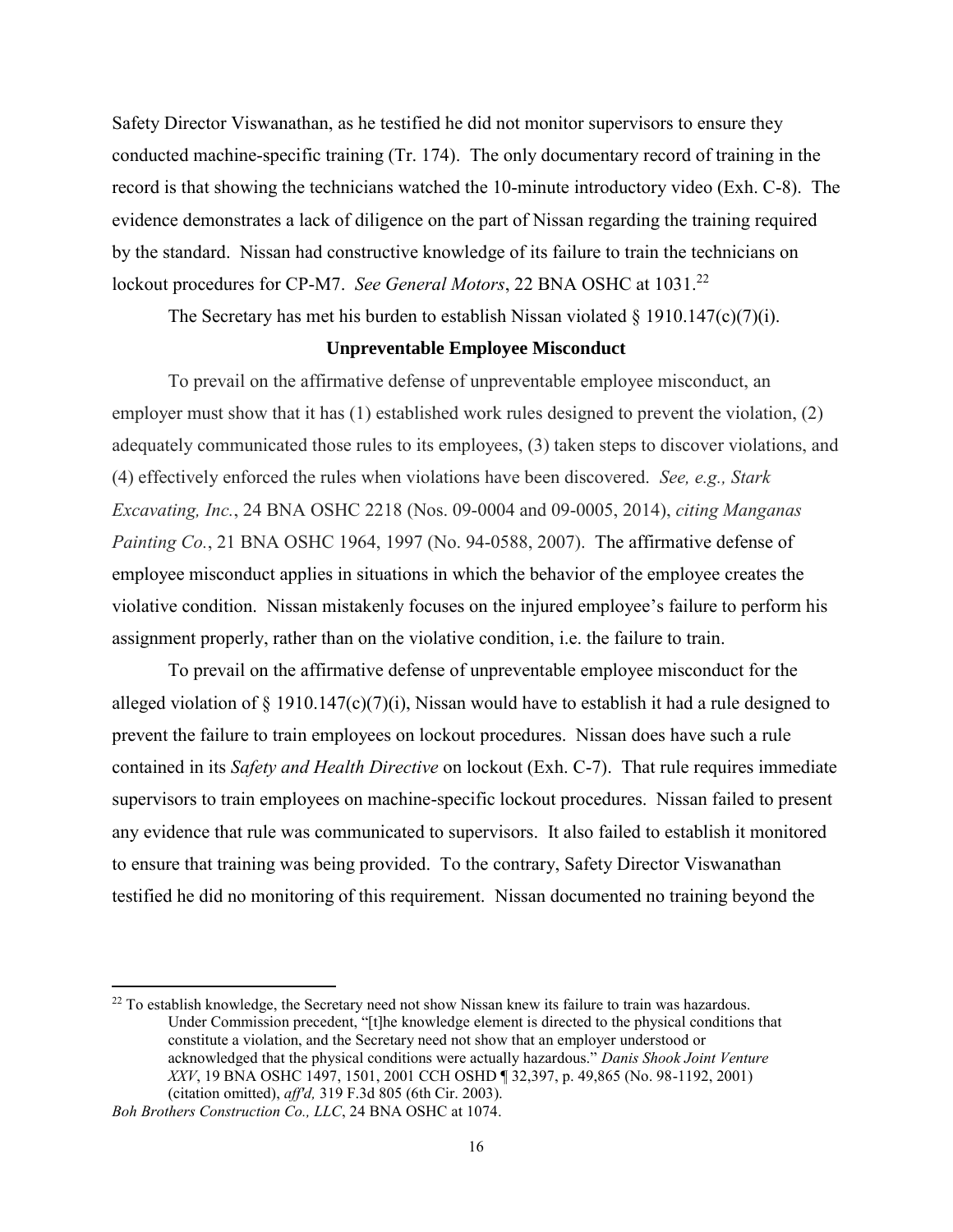Safety Director Viswanathan, as he testified he did not monitor supervisors to ensure they conducted machine-specific training (Tr. 174). The only documentary record of training in the record is that showing the technicians watched the 10-minute introductory video (Exh. C-8). The evidence demonstrates a lack of diligence on the part of Nissan regarding the training required by the standard. Nissan had constructive knowledge of its failure to train the technicians on lockout procedures for CP-M7. *See General Motors*, 22 BNA OSHC at 1031.[22]

The Secretary has met his burden to establish Nissan violated § 1910.147(c)(7)(i).

**Unpreventable Employee Misconduct**

To prevail on the affirmative defense of unpreventable employee misconduct, an employer must show that it has (1) established work rules designed to prevent the violation, (2) adequately communicated those rules to its employees, (3) taken steps to discover violations, and (4) effectively enforced the rules when violations have been discovered. *See, e.g., Stark Excavating, Inc.*, 24 BNA OSHC 2218 (Nos. 09-0004 and 09-0005, 2014), *citing Manganas Painting Co.*, 21 BNA OSHC 1964, 1997 (No. 94-0588, 2007). The affirmative defense of employee misconduct applies in situations in which the behavior of the employee creates the violative condition. Nissan mistakenly focuses on the injured employee's failure to perform his assignment properly, rather than on the violative condition, i.e. the failure to train.

To prevail on the affirmative defense of unpreventable employee misconduct for the alleged violation of § 1910.147(c)(7)(i), Nissan would have to establish it had a rule designed to prevent the failure to train employees on lockout procedures. Nissan does have such a rule contained in its *Safety and Health Directive* on lockout (Exh. C-7). That rule requires immediate supervisors to train employees on machine-specific lockout procedures. Nissan failed to present any evidence that rule was communicated to supervisors. It also failed to establish it monitored to ensure that training was being provided. To the contrary, Safety Director Viswanathan testified he did no monitoring of this requirement. Nissan documented no training beyond the

---

[22] To establish knowledge, the Secretary need not show Nissan knew its failure to train was hazardous.

> Under Commission precedent, "[t]he knowledge element is directed to the physical conditions that constitute a violation, and the Secretary need not show that an employer understood or acknowledged that the physical conditions were actually hazardous." *Danis Shook Joint Venture XXV*, 19 BNA OSHC 1497, 1501, 2001 CCH OSHD ¶ 32,397, p. 49,865 (No. 98-1192, 2001) (citation omitted), *aff'd,* 319 F.3d 805 (6th Cir. 2003).

*Boh Brothers Construction Co., LLC*, 24 BNA OSHC at 1074.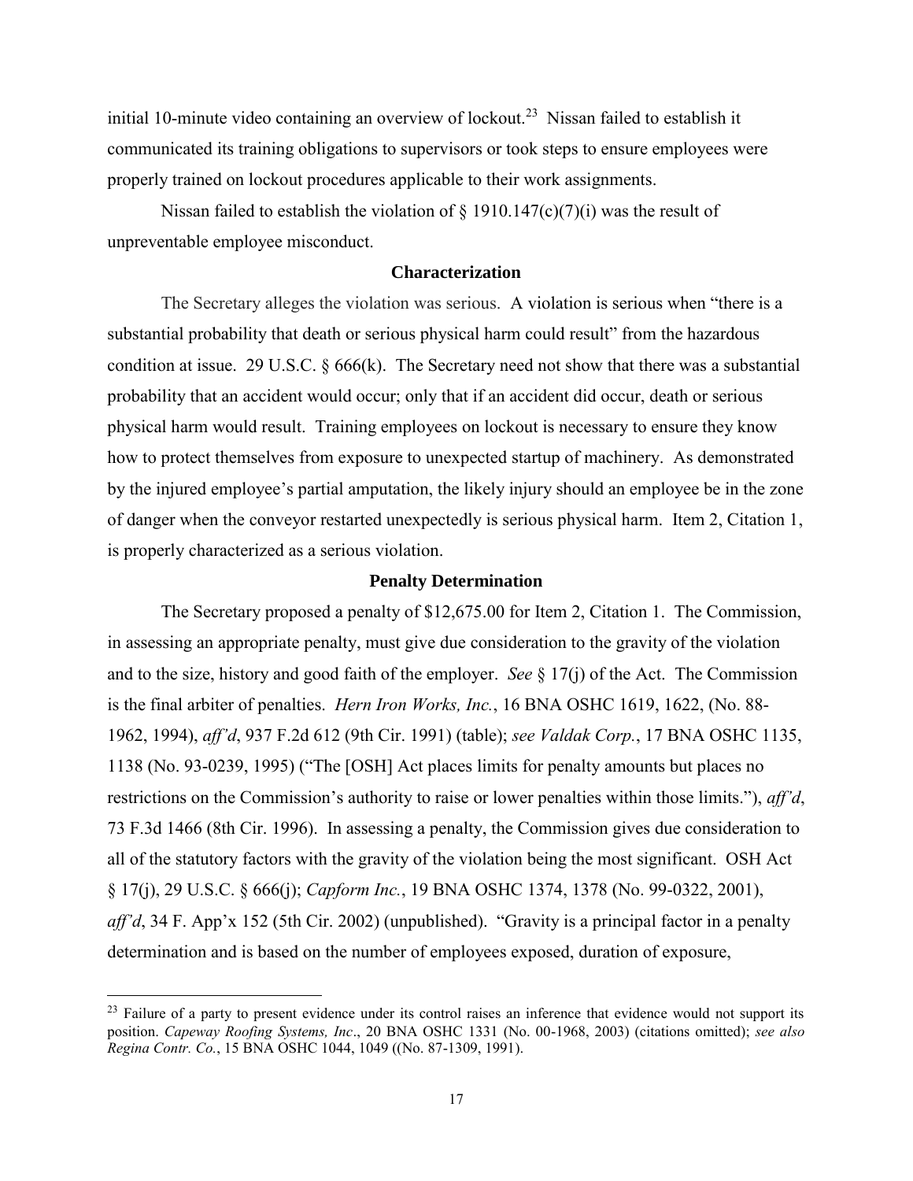initial 10-minute video containing an overview of lockout.[23] Nissan failed to establish it communicated its training obligations to supervisors or took steps to ensure employees were properly trained on lockout procedures applicable to their work assignments.

Nissan failed to establish the violation of § 1910.147(c)(7)(i) was the result of unpreventable employee misconduct.

**Characterization**

The Secretary alleges the violation was serious. A violation is serious when "there is a substantial probability that death or serious physical harm could result" from the hazardous condition at issue. 29 U.S.C. § 666(k). The Secretary need not show that there was a substantial probability that an accident would occur; only that if an accident did occur, death or serious physical harm would result. Training employees on lockout is necessary to ensure they know how to protect themselves from exposure to unexpected startup of machinery. As demonstrated by the injured employee's partial amputation, the likely injury should an employee be in the zone of danger when the conveyor restarted unexpectedly is serious physical harm. Item 2, Citation 1, is properly characterized as a serious violation.

**Penalty Determination**

The Secretary proposed a penalty of $12,675.00 for Item 2, Citation 1. The Commission, in assessing an appropriate penalty, must give due consideration to the gravity of the violation and to the size, history and good faith of the employer. *See* § 17(j) of the Act. The Commission is the final arbiter of penalties. *Hern Iron Works, Inc.*, 16 BNA OSHC 1619, 1622, (No. 88-1962, 1994), *aff'd*, 937 F.2d 612 (9th Cir. 1991) (table); *see Valdak Corp.*, 17 BNA OSHC 1135, 1138 (No. 93-0239, 1995) ("The [OSH] Act places limits for penalty amounts but places no restrictions on the Commission's authority to raise or lower penalties within those limits."), *aff'd*, 73 F.3d 1466 (8th Cir. 1996). In assessing a penalty, the Commission gives due consideration to all of the statutory factors with the gravity of the violation being the most significant. OSH Act § 17(j), 29 U.S.C. § 666(j); *Capform Inc.*, 19 BNA OSHC 1374, 1378 (No. 99-0322, 2001), *aff'd*, 34 F. App'x 152 (5th Cir. 2002) (unpublished). "Gravity is a principal factor in a penalty determination and is based on the number of employees exposed, duration of exposure,

---

[23] Failure of a party to present evidence under its control raises an inference that evidence would not support its position. *Capeway Roofing Systems, Inc*., 20 BNA OSHC 1331 (No. 00-1968, 2003) (citations omitted); *see also Regina Contr. Co.*, 15 BNA OSHC 1044, 1049 ((No. 87-1309, 1991).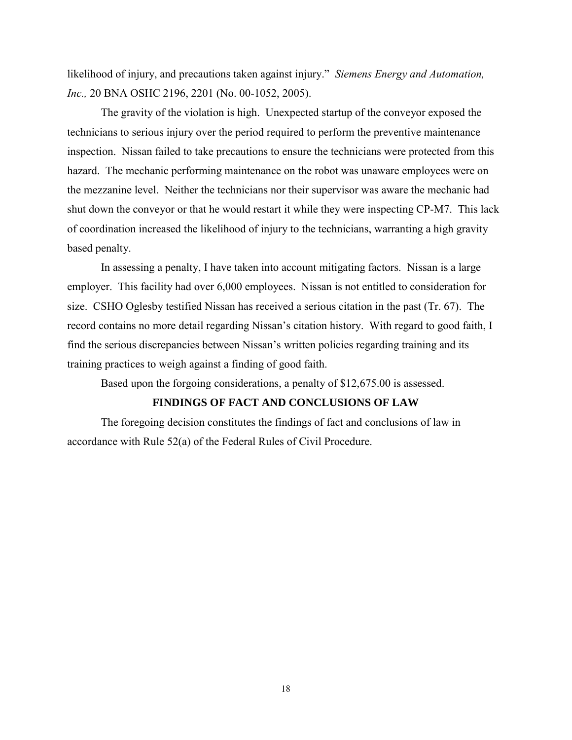likelihood of injury, and precautions taken against injury." *Siemens Energy and Automation, Inc.,* 20 BNA OSHC 2196, 2201 (No. 00-1052, 2005).

The gravity of the violation is high. Unexpected startup of the conveyor exposed the technicians to serious injury over the period required to perform the preventive maintenance inspection. Nissan failed to take precautions to ensure the technicians were protected from this hazard. The mechanic performing maintenance on the robot was unaware employees were on the mezzanine level. Neither the technicians nor their supervisor was aware the mechanic had shut down the conveyor or that he would restart it while they were inspecting CP-M7. This lack of coordination increased the likelihood of injury to the technicians, warranting a high gravity based penalty.

In assessing a penalty, I have taken into account mitigating factors. Nissan is a large employer. This facility had over 6,000 employees. Nissan is not entitled to consideration for size. CSHO Oglesby testified Nissan has received a serious citation in the past (Tr. 67). The record contains no more detail regarding Nissan's citation history. With regard to good faith, I find the serious discrepancies between Nissan's written policies regarding training and its training practices to weigh against a finding of good faith.

Based upon the forgoing considerations, a penalty of $12,675.00 is assessed.

## FINDINGS OF FACT AND CONCLUSIONS OF LAW

The foregoing decision constitutes the findings of fact and conclusions of law in accordance with Rule 52(a) of the Federal Rules of Civil Procedure.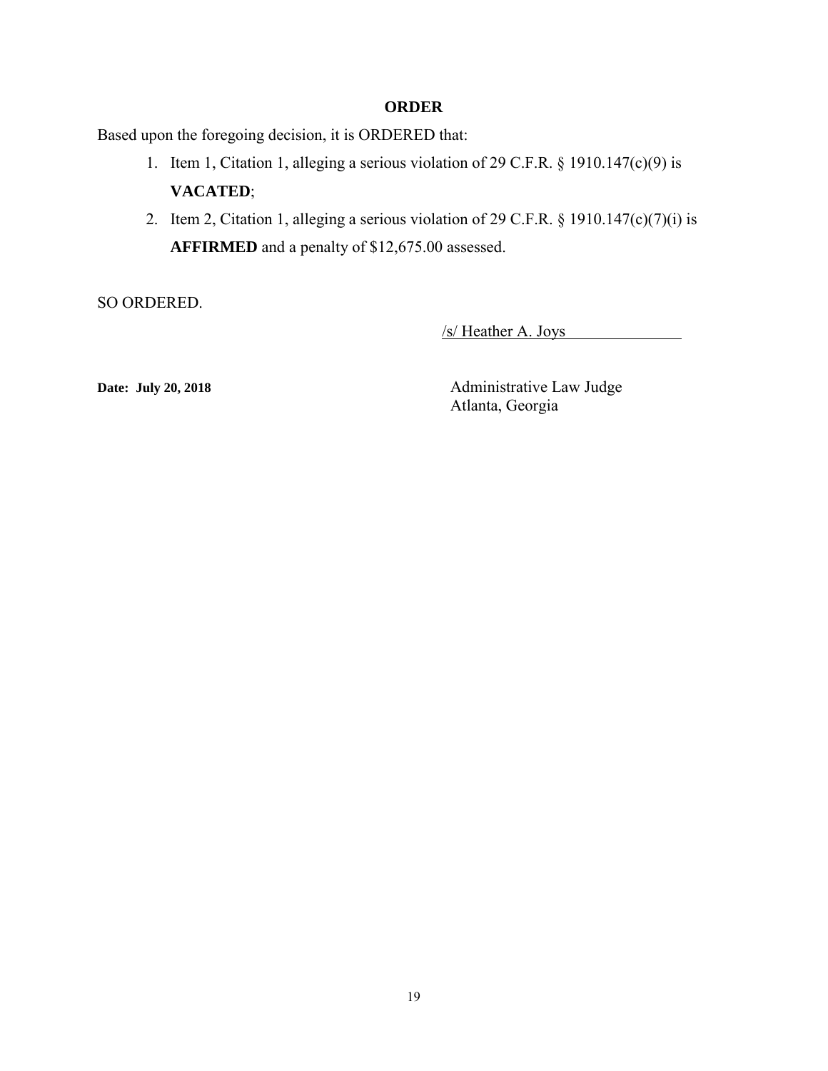## ORDER

Based upon the foregoing decision, it is ORDERED that:

1. Item 1, Citation 1, alleging a serious violation of 29 C.F.R. § 1910.147(c)(9) is **VACATED**;
2. Item 2, Citation 1, alleging a serious violation of 29 C.F.R. § 1910.147(c)(7)(i) is **AFFIRMED** and a penalty of $12,675.00 assessed.

SO ORDERED.

/s/ Heather A. Joys

**Date: July 20, 2018**

Administrative Law Judge
Atlanta, Georgia